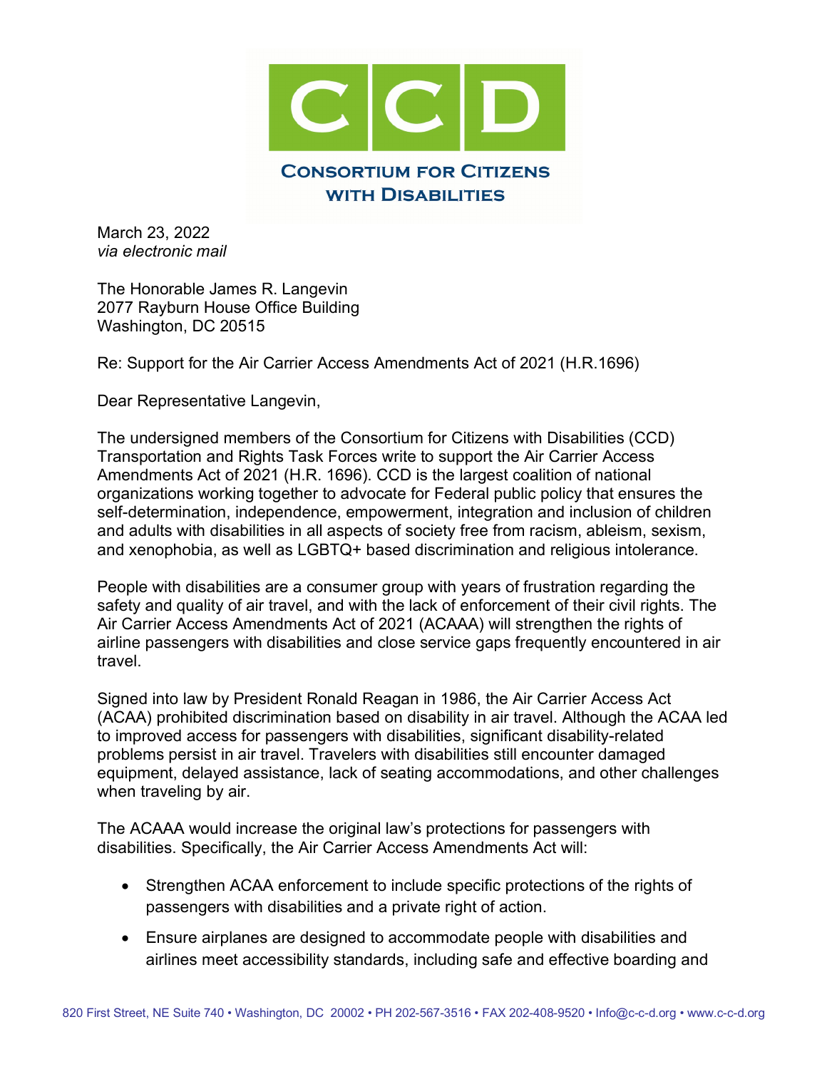# CCD

**Consortium for Citizens with Disabilities**

March 23, 2022
*via electronic mail*

The Honorable James R. Langevin
2077 Rayburn House Office Building
Washington, DC 20515

Re: Support for the Air Carrier Access Amendments Act of 2021 (H.R.1696)

Dear Representative Langevin,

The undersigned members of the Consortium for Citizens with Disabilities (CCD) Transportation and Rights Task Forces write to support the Air Carrier Access Amendments Act of 2021 (H.R. 1696). CCD is the largest coalition of national organizations working together to advocate for Federal public policy that ensures the self-determination, independence, empowerment, integration and inclusion of children and adults with disabilities in all aspects of society free from racism, ableism, sexism, and xenophobia, as well as LGBTQ+ based discrimination and religious intolerance.

People with disabilities are a consumer group with years of frustration regarding the safety and quality of air travel, and with the lack of enforcement of their civil rights. The Air Carrier Access Amendments Act of 2021 (ACAAA) will strengthen the rights of airline passengers with disabilities and close service gaps frequently encountered in air travel.

Signed into law by President Ronald Reagan in 1986, the Air Carrier Access Act (ACAA) prohibited discrimination based on disability in air travel. Although the ACAA led to improved access for passengers with disabilities, significant disability-related problems persist in air travel. Travelers with disabilities still encounter damaged equipment, delayed assistance, lack of seating accommodations, and other challenges when traveling by air.

The ACAAA would increase the original law's protections for passengers with disabilities. Specifically, the Air Carrier Access Amendments Act will:

- Strengthen ACAA enforcement to include specific protections of the rights of passengers with disabilities and a private right of action.
- Ensure airplanes are designed to accommodate people with disabilities and airlines meet accessibility standards, including safe and effective boarding and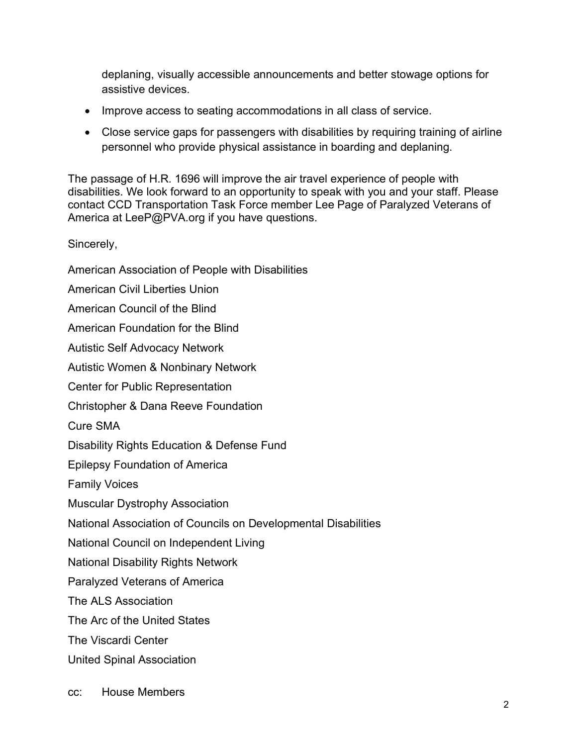deplaning, visually accessible announcements and better stowage options for assistive devices.

- Improve access to seating accommodations in all class of service.
- Close service gaps for passengers with disabilities by requiring training of airline personnel who provide physical assistance in boarding and deplaning.

The passage of H.R. 1696 will improve the air travel experience of people with disabilities. We look forward to an opportunity to speak with you and your staff. Please contact CCD Transportation Task Force member Lee Page of Paralyzed Veterans of America at LeeP@PVA.org if you have questions.

Sincerely,

American Association of People with Disabilities

American Civil Liberties Union

American Council of the Blind

American Foundation for the Blind

Autistic Self Advocacy Network

Autistic Women & Nonbinary Network

Center for Public Representation

Christopher & Dana Reeve Foundation

Cure SMA

Disability Rights Education & Defense Fund

Epilepsy Foundation of America

Family Voices

Muscular Dystrophy Association

National Association of Councils on Developmental Disabilities

National Council on Independent Living

National Disability Rights Network

Paralyzed Veterans of America

The ALS Association

The Arc of the United States

The Viscardi Center

United Spinal Association

cc: House Members